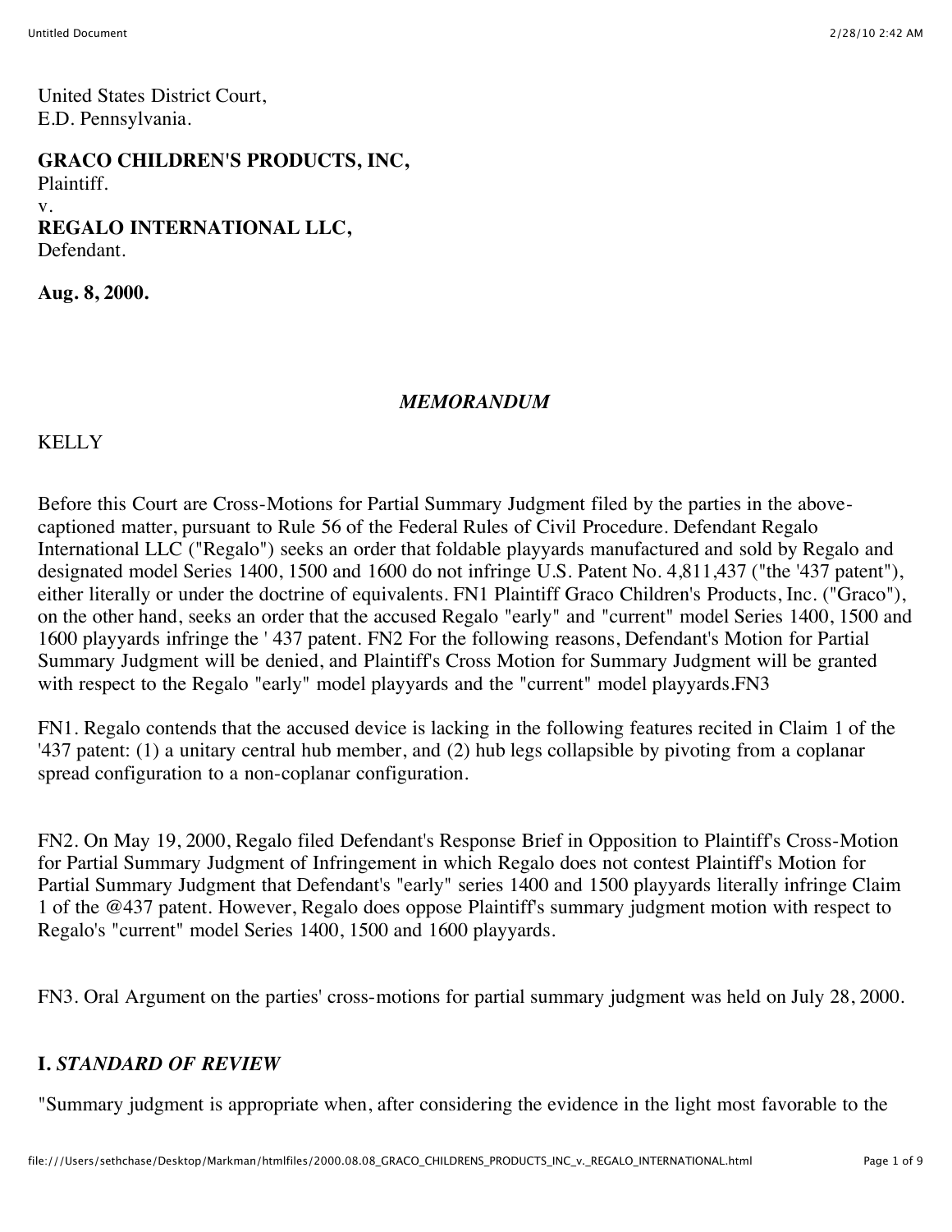United States District Court,
E.D. Pennsylvania.

**GRACO CHILDREN'S PRODUCTS, INC,**
Plaintiff.
v.
**REGALO INTERNATIONAL LLC,**
Defendant.

**Aug. 8, 2000.**

*MEMORANDUM*

KELLY

Before this Court are Cross-Motions for Partial Summary Judgment filed by the parties in the above-captioned matter, pursuant to Rule 56 of the Federal Rules of Civil Procedure. Defendant Regalo International LLC ("Regalo") seeks an order that foldable playyards manufactured and sold by Regalo and designated model Series 1400, 1500 and 1600 do not infringe U.S. Patent No. 4,811,437 ("the '437 patent"), either literally or under the doctrine of equivalents. FN1 Plaintiff Graco Children's Products, Inc. ("Graco"), on the other hand, seeks an order that the accused Regalo "early" and "current" model Series 1400, 1500 and 1600 playyards infringe the ' 437 patent. FN2 For the following reasons, Defendant's Motion for Partial Summary Judgment will be denied, and Plaintiff's Cross Motion for Summary Judgment will be granted with respect to the Regalo "early" model playyards and the "current" model playyards.FN3

FN1. Regalo contends that the accused device is lacking in the following features recited in Claim 1 of the '437 patent: (1) a unitary central hub member, and (2) hub legs collapsible by pivoting from a coplanar spread configuration to a non-coplanar configuration.

FN2. On May 19, 2000, Regalo filed Defendant's Response Brief in Opposition to Plaintiff's Cross-Motion for Partial Summary Judgment of Infringement in which Regalo does not contest Plaintiff's Motion for Partial Summary Judgment that Defendant's "early" series 1400 and 1500 playyards literally infringe Claim 1 of the @437 patent. However, Regalo does oppose Plaintiff's summary judgment motion with respect to Regalo's "current" model Series 1400, 1500 and 1600 playyards.

FN3. Oral Argument on the parties' cross-motions for partial summary judgment was held on July 28, 2000.

## I. *STANDARD OF REVIEW*

"Summary judgment is appropriate when, after considering the evidence in the light most favorable to the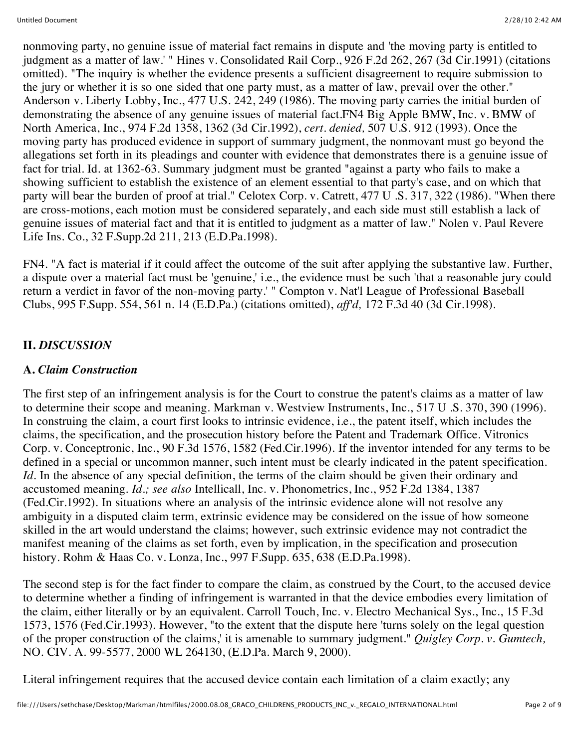nonmoving party, no genuine issue of material fact remains in dispute and 'the moving party is entitled to judgment as a matter of law.' " Hines v. Consolidated Rail Corp., 926 F.2d 262, 267 (3d Cir.1991) (citations omitted). "The inquiry is whether the evidence presents a sufficient disagreement to require submission to the jury or whether it is so one sided that one party must, as a matter of law, prevail over the other." Anderson v. Liberty Lobby, Inc., 477 U.S. 242, 249 (1986). The moving party carries the initial burden of demonstrating the absence of any genuine issues of material fact.FN4 Big Apple BMW, Inc. v. BMW of North America, Inc., 974 F.2d 1358, 1362 (3d Cir.1992), *cert. denied,* 507 U.S. 912 (1993). Once the moving party has produced evidence in support of summary judgment, the nonmovant must go beyond the allegations set forth in its pleadings and counter with evidence that demonstrates there is a genuine issue of fact for trial. Id. at 1362-63. Summary judgment must be granted "against a party who fails to make a showing sufficient to establish the existence of an element essential to that party's case, and on which that party will bear the burden of proof at trial." Celotex Corp. v. Catrett, 477 U .S. 317, 322 (1986). "When there are cross-motions, each motion must be considered separately, and each side must still establish a lack of genuine issues of material fact and that it is entitled to judgment as a matter of law." Nolen v. Paul Revere Life Ins. Co., 32 F.Supp.2d 211, 213 (E.D.Pa.1998).

FN4. "A fact is material if it could affect the outcome of the suit after applying the substantive law. Further, a dispute over a material fact must be 'genuine,' i.e., the evidence must be such 'that a reasonable jury could return a verdict in favor of the non-moving party.' " Compton v. Nat'l League of Professional Baseball Clubs, 995 F.Supp. 554, 561 n. 14 (E.D.Pa.) (citations omitted), *aff'd,* 172 F.3d 40 (3d Cir.1998).

## II. *DISCUSSION*

### A. *Claim Construction*

The first step of an infringement analysis is for the Court to construe the patent's claims as a matter of law to determine their scope and meaning. Markman v. Westview Instruments, Inc., 517 U .S. 370, 390 (1996). In construing the claim, a court first looks to intrinsic evidence, i.e., the patent itself, which includes the claims, the specification, and the prosecution history before the Patent and Trademark Office. Vitronics Corp. v. Conceptronic, Inc., 90 F.3d 1576, 1582 (Fed.Cir.1996). If the inventor intended for any terms to be defined in a special or uncommon manner, such intent must be clearly indicated in the patent specification. *Id.* In the absence of any special definition, the terms of the claim should be given their ordinary and accustomed meaning. *Id.; see also* Intellicall, Inc. v. Phonometrics, Inc., 952 F.2d 1384, 1387 (Fed.Cir.1992). In situations where an analysis of the intrinsic evidence alone will not resolve any ambiguity in a disputed claim term, extrinsic evidence may be considered on the issue of how someone skilled in the art would understand the claims; however, such extrinsic evidence may not contradict the manifest meaning of the claims as set forth, even by implication, in the specification and prosecution history. Rohm & Haas Co. v. Lonza, Inc., 997 F.Supp. 635, 638 (E.D.Pa.1998).

The second step is for the fact finder to compare the claim, as construed by the Court, to the accused device to determine whether a finding of infringement is warranted in that the device embodies every limitation of the claim, either literally or by an equivalent. Carroll Touch, Inc. v. Electro Mechanical Sys., Inc., 15 F.3d 1573, 1576 (Fed.Cir.1993). However, "to the extent that the dispute here 'turns solely on the legal question of the proper construction of the claims,' it is amenable to summary judgment." *Quigley Corp. v. Gumtech,* NO. CIV. A. 99-5577, 2000 WL 264130, (E.D.Pa. March 9, 2000).

Literal infringement requires that the accused device contain each limitation of a claim exactly; any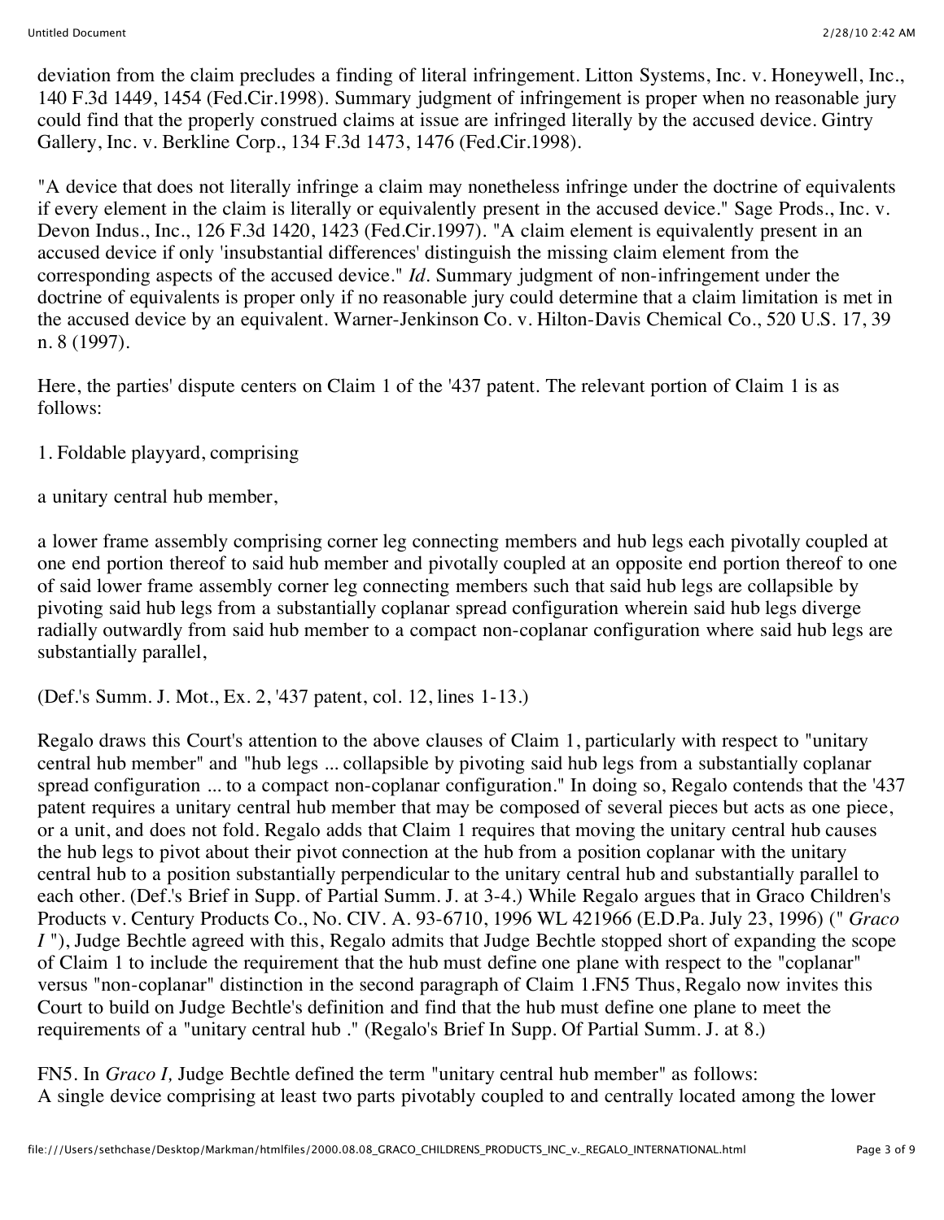deviation from the claim precludes a finding of literal infringement. Litton Systems, Inc. v. Honeywell, Inc., 140 F.3d 1449, 1454 (Fed.Cir.1998). Summary judgment of infringement is proper when no reasonable jury could find that the properly construed claims at issue are infringed literally by the accused device. Gintry Gallery, Inc. v. Berkline Corp., 134 F.3d 1473, 1476 (Fed.Cir.1998).

"A device that does not literally infringe a claim may nonetheless infringe under the doctrine of equivalents if every element in the claim is literally or equivalently present in the accused device." Sage Prods., Inc. v. Devon Indus., Inc., 126 F.3d 1420, 1423 (Fed.Cir.1997). "A claim element is equivalently present in an accused device if only 'insubstantial differences' distinguish the missing claim element from the corresponding aspects of the accused device." *Id*. Summary judgment of non-infringement under the doctrine of equivalents is proper only if no reasonable jury could determine that a claim limitation is met in the accused device by an equivalent. Warner-Jenkinson Co. v. Hilton-Davis Chemical Co., 520 U.S. 17, 39 n. 8 (1997).

Here, the parties' dispute centers on Claim 1 of the '437 patent. The relevant portion of Claim 1 is as follows:

1. Foldable playyard, comprising

a unitary central hub member,

a lower frame assembly comprising corner leg connecting members and hub legs each pivotally coupled at one end portion thereof to said hub member and pivotally coupled at an opposite end portion thereof to one of said lower frame assembly corner leg connecting members such that said hub legs are collapsible by pivoting said hub legs from a substantially coplanar spread configuration wherein said hub legs diverge radially outwardly from said hub member to a compact non-coplanar configuration where said hub legs are substantially parallel,

(Def.'s Summ. J. Mot., Ex. 2, '437 patent, col. 12, lines 1-13.)

Regalo draws this Court's attention to the above clauses of Claim 1, particularly with respect to "unitary central hub member" and "hub legs ... collapsible by pivoting said hub legs from a substantially coplanar spread configuration ... to a compact non-coplanar configuration." In doing so, Regalo contends that the '437 patent requires a unitary central hub member that may be composed of several pieces but acts as one piece, or a unit, and does not fold. Regalo adds that Claim 1 requires that moving the unitary central hub causes the hub legs to pivot about their pivot connection at the hub from a position coplanar with the unitary central hub to a position substantially perpendicular to the unitary central hub and substantially parallel to each other. (Def.'s Brief in Supp. of Partial Summ. J. at 3-4.) While Regalo argues that in Graco Children's Products v. Century Products Co., No. CIV. A. 93-6710, 1996 WL 421966 (E.D.Pa. July 23, 1996) (" *Graco I* "), Judge Bechtle agreed with this, Regalo admits that Judge Bechtle stopped short of expanding the scope of Claim 1 to include the requirement that the hub must define one plane with respect to the "coplanar" versus "non-coplanar" distinction in the second paragraph of Claim 1.FN5 Thus, Regalo now invites this Court to build on Judge Bechtle's definition and find that the hub must define one plane to meet the requirements of a "unitary central hub ." (Regalo's Brief In Supp. Of Partial Summ. J. at 8.)

FN5. In *Graco I,* Judge Bechtle defined the term "unitary central hub member" as follows:
A single device comprising at least two parts pivotably coupled to and centrally located among the lower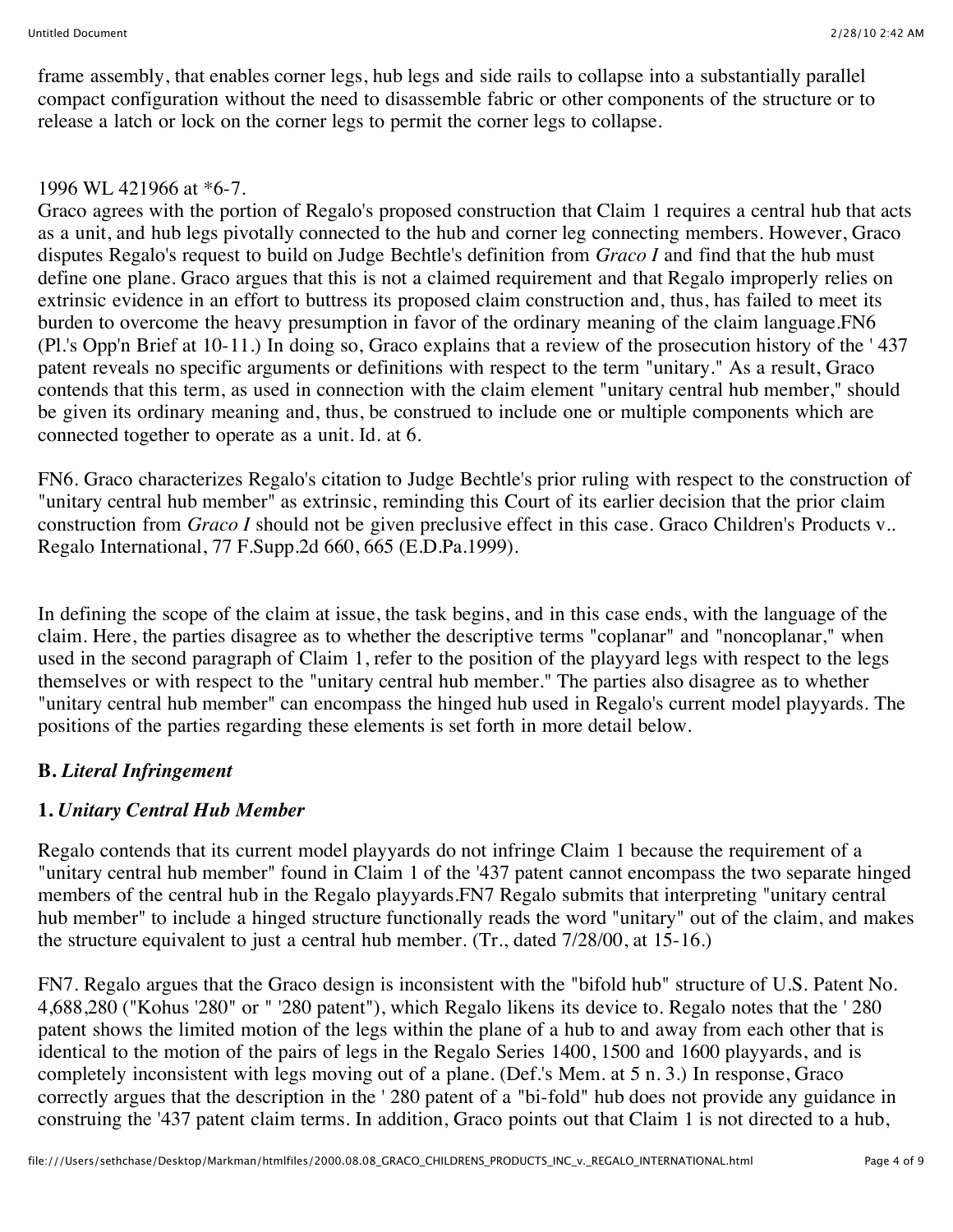frame assembly, that enables corner legs, hub legs and side rails to collapse into a substantially parallel compact configuration without the need to disassemble fabric or other components of the structure or to release a latch or lock on the corner legs to permit the corner legs to collapse.

1996 WL 421966 at *6-7.

Graco agrees with the portion of Regalo's proposed construction that Claim 1 requires a central hub that acts as a unit, and hub legs pivotally connected to the hub and corner leg connecting members. However, Graco disputes Regalo's request to build on Judge Bechtle's definition from *Graco I* and find that the hub must define one plane. Graco argues that this is not a claimed requirement and that Regalo improperly relies on extrinsic evidence in an effort to buttress its proposed claim construction and, thus, has failed to meet its burden to overcome the heavy presumption in favor of the ordinary meaning of the claim language.FN6 (Pl.'s Opp'n Brief at 10-11.) In doing so, Graco explains that a review of the prosecution history of the ' 437 patent reveals no specific arguments or definitions with respect to the term "unitary." As a result, Graco contends that this term, as used in connection with the claim element "unitary central hub member," should be given its ordinary meaning and, thus, be construed to include one or multiple components which are connected together to operate as a unit. Id. at 6.

FN6. Graco characterizes Regalo's citation to Judge Bechtle's prior ruling with respect to the construction of "unitary central hub member" as extrinsic, reminding this Court of its earlier decision that the prior claim construction from *Graco I* should not be given preclusive effect in this case. Graco Children's Products v.. Regalo International, 77 F.Supp.2d 660, 665 (E.D.Pa.1999).

In defining the scope of the claim at issue, the task begins, and in this case ends, with the language of the claim. Here, the parties disagree as to whether the descriptive terms "coplanar" and "noncoplanar," when used in the second paragraph of Claim 1, refer to the position of the playyard legs with respect to the legs themselves or with respect to the "unitary central hub member." The parties also disagree as to whether "unitary central hub member" can encompass the hinged hub used in Regalo's current model playyards. The positions of the parties regarding these elements is set forth in more detail below.

## B. *Literal Infringement*

### 1. *Unitary Central Hub Member*

Regalo contends that its current model playyards do not infringe Claim 1 because the requirement of a "unitary central hub member" found in Claim 1 of the '437 patent cannot encompass the two separate hinged members of the central hub in the Regalo playyards.FN7 Regalo submits that interpreting "unitary central hub member" to include a hinged structure functionally reads the word "unitary" out of the claim, and makes the structure equivalent to just a central hub member. (Tr., dated 7/28/00, at 15-16.)

FN7. Regalo argues that the Graco design is inconsistent with the "bifold hub" structure of U.S. Patent No. 4,688,280 ("Kohus '280" or " '280 patent"), which Regalo likens its device to. Regalo notes that the ' 280 patent shows the limited motion of the legs within the plane of a hub to and away from each other that is identical to the motion of the pairs of legs in the Regalo Series 1400, 1500 and 1600 playyards, and is completely inconsistent with legs moving out of a plane. (Def.'s Mem. at 5 n. 3.) In response, Graco correctly argues that the description in the ' 280 patent of a "bi-fold" hub does not provide any guidance in construing the '437 patent claim terms. In addition, Graco points out that Claim 1 is not directed to a hub,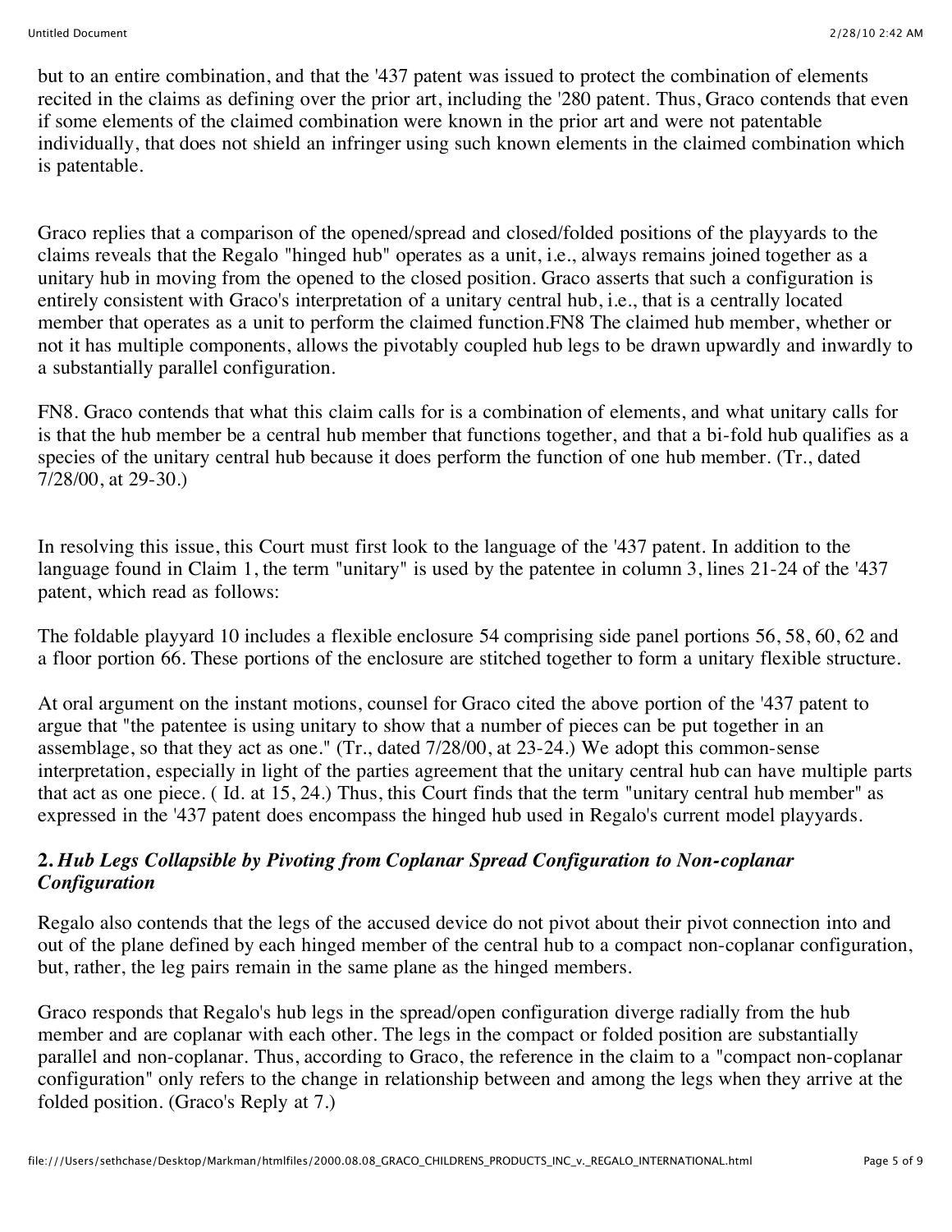but to an entire combination, and that the '437 patent was issued to protect the combination of elements recited in the claims as defining over the prior art, including the '280 patent. Thus, Graco contends that even if some elements of the claimed combination were known in the prior art and were not patentable individually, that does not shield an infringer using such known elements in the claimed combination which is patentable.

Graco replies that a comparison of the opened/spread and closed/folded positions of the playyards to the claims reveals that the Regalo "hinged hub" operates as a unit, i.e., always remains joined together as a unitary hub in moving from the opened to the closed position. Graco asserts that such a configuration is entirely consistent with Graco's interpretation of a unitary central hub, i.e., that is a centrally located member that operates as a unit to perform the claimed function.FN8 The claimed hub member, whether or not it has multiple components, allows the pivotably coupled hub legs to be drawn upwardly and inwardly to a substantially parallel configuration.

FN8. Graco contends that what this claim calls for is a combination of elements, and what unitary calls for is that the hub member be a central hub member that functions together, and that a bi-fold hub qualifies as a species of the unitary central hub because it does perform the function of one hub member. (Tr., dated 7/28/00, at 29-30.)

In resolving this issue, this Court must first look to the language of the '437 patent. In addition to the language found in Claim 1, the term "unitary" is used by the patentee in column 3, lines 21-24 of the '437 patent, which read as follows:

The foldable playyard 10 includes a flexible enclosure 54 comprising side panel portions 56, 58, 60, 62 and a floor portion 66. These portions of the enclosure are stitched together to form a unitary flexible structure.

At oral argument on the instant motions, counsel for Graco cited the above portion of the '437 patent to argue that "the patentee is using unitary to show that a number of pieces can be put together in an assemblage, so that they act as one." (Tr., dated 7/28/00, at 23-24.) We adopt this common-sense interpretation, especially in light of the parties agreement that the unitary central hub can have multiple parts that act as one piece. ( Id. at 15, 24.) Thus, this Court finds that the term "unitary central hub member" as expressed in the '437 patent does encompass the hinged hub used in Regalo's current model playyards.

**2.** ***Hub Legs Collapsible by Pivoting from Coplanar Spread Configuration to Non-coplanar Configuration***

Regalo also contends that the legs of the accused device do not pivot about their pivot connection into and out of the plane defined by each hinged member of the central hub to a compact non-coplanar configuration, but, rather, the leg pairs remain in the same plane as the hinged members.

Graco responds that Regalo's hub legs in the spread/open configuration diverge radially from the hub member and are coplanar with each other. The legs in the compact or folded position are substantially parallel and non-coplanar. Thus, according to Graco, the reference in the claim to a "compact non-coplanar configuration" only refers to the change in relationship between and among the legs when they arrive at the folded position. (Graco's Reply at 7.)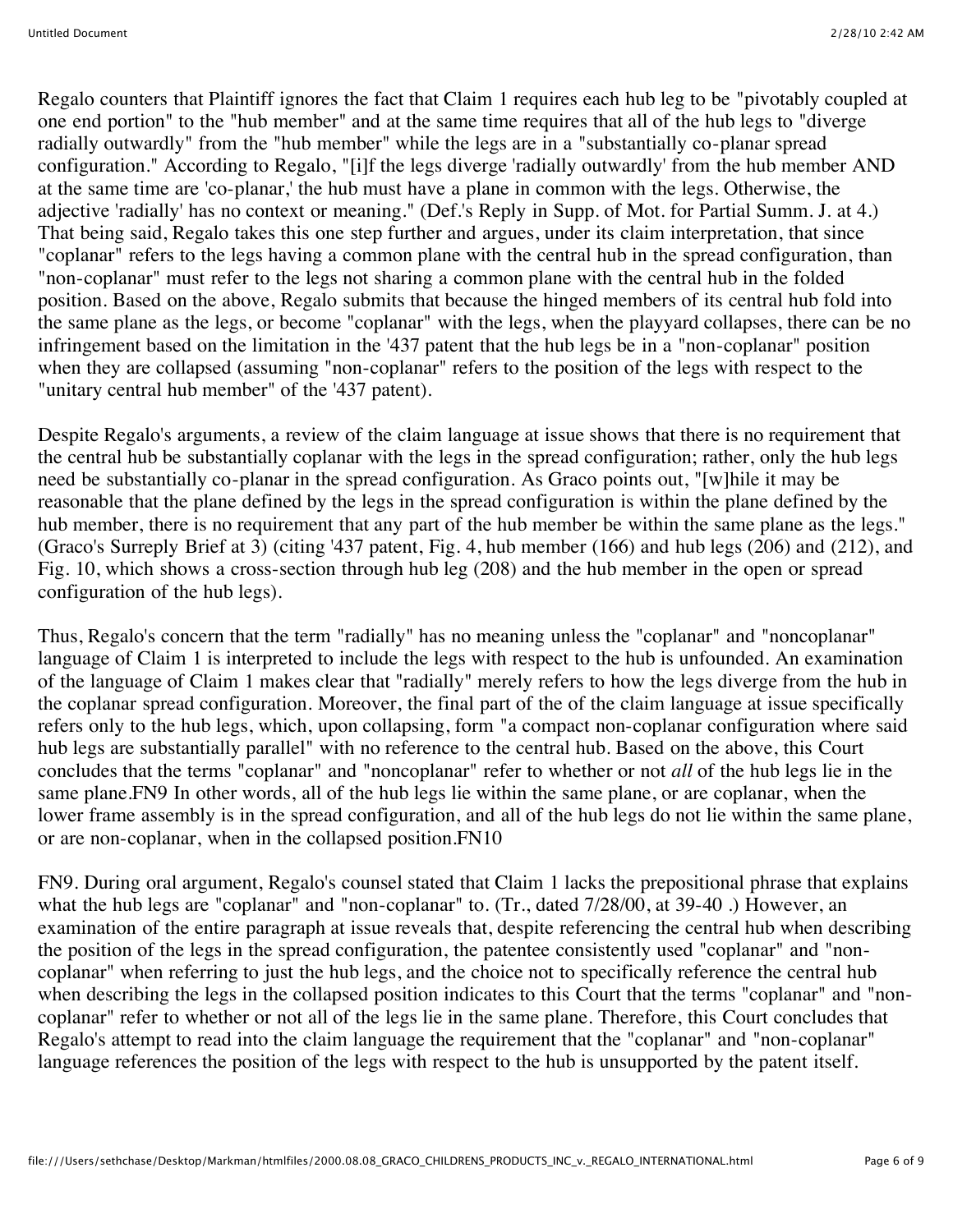Regalo counters that Plaintiff ignores the fact that Claim 1 requires each hub leg to be "pivotably coupled at one end portion" to the "hub member" and at the same time requires that all of the hub legs to "diverge radially outwardly" from the "hub member" while the legs are in a "substantially co-planar spread configuration." According to Regalo, "[i]f the legs diverge 'radially outwardly' from the hub member AND at the same time are 'co-planar,' the hub must have a plane in common with the legs. Otherwise, the adjective 'radially' has no context or meaning." (Def.'s Reply in Supp. of Mot. for Partial Summ. J. at 4.) That being said, Regalo takes this one step further and argues, under its claim interpretation, that since "coplanar" refers to the legs having a common plane with the central hub in the spread configuration, than "non-coplanar" must refer to the legs not sharing a common plane with the central hub in the folded position. Based on the above, Regalo submits that because the hinged members of its central hub fold into the same plane as the legs, or become "coplanar" with the legs, when the playyard collapses, there can be no infringement based on the limitation in the '437 patent that the hub legs be in a "non-coplanar" position when they are collapsed (assuming "non-coplanar" refers to the position of the legs with respect to the "unitary central hub member" of the '437 patent).

Despite Regalo's arguments, a review of the claim language at issue shows that there is no requirement that the central hub be substantially coplanar with the legs in the spread configuration; rather, only the hub legs need be substantially co-planar in the spread configuration. As Graco points out, "[w]hile it may be reasonable that the plane defined by the legs in the spread configuration is within the plane defined by the hub member, there is no requirement that any part of the hub member be within the same plane as the legs." (Graco's Surreply Brief at 3) (citing '437 patent, Fig. 4, hub member (166) and hub legs (206) and (212), and Fig. 10, which shows a cross-section through hub leg (208) and the hub member in the open or spread configuration of the hub legs).

Thus, Regalo's concern that the term "radially" has no meaning unless the "coplanar" and "noncoplanar" language of Claim 1 is interpreted to include the legs with respect to the hub is unfounded. An examination of the language of Claim 1 makes clear that "radially" merely refers to how the legs diverge from the hub in the coplanar spread configuration. Moreover, the final part of the of the claim language at issue specifically refers only to the hub legs, which, upon collapsing, form "a compact non-coplanar configuration where said hub legs are substantially parallel" with no reference to the central hub. Based on the above, this Court concludes that the terms "coplanar" and "noncoplanar" refer to whether or not *all* of the hub legs lie in the same plane.FN9 In other words, all of the hub legs lie within the same plane, or are coplanar, when the lower frame assembly is in the spread configuration, and all of the hub legs do not lie within the same plane, or are non-coplanar, when in the collapsed position.FN10

FN9. During oral argument, Regalo's counsel stated that Claim 1 lacks the prepositional phrase that explains what the hub legs are "coplanar" and "non-coplanar" to. (Tr., dated 7/28/00, at 39-40 .) However, an examination of the entire paragraph at issue reveals that, despite referencing the central hub when describing the position of the legs in the spread configuration, the patentee consistently used "coplanar" and "non-coplanar" when referring to just the hub legs, and the choice not to specifically reference the central hub when describing the legs in the collapsed position indicates to this Court that the terms "coplanar" and "non-coplanar" refer to whether or not all of the legs lie in the same plane. Therefore, this Court concludes that Regalo's attempt to read into the claim language the requirement that the "coplanar" and "non-coplanar" language references the position of the legs with respect to the hub is unsupported by the patent itself.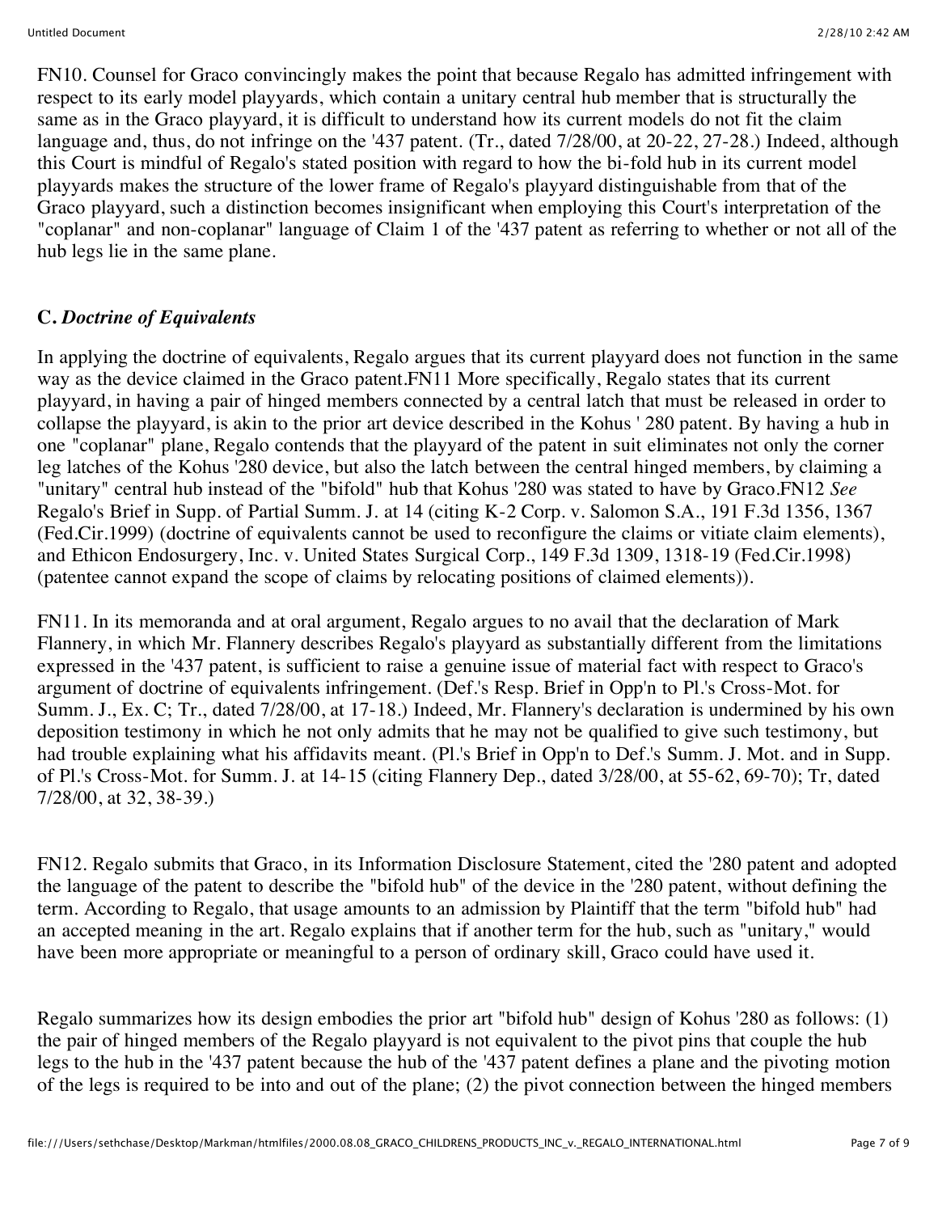FN10. Counsel for Graco convincingly makes the point that because Regalo has admitted infringement with respect to its early model playyards, which contain a unitary central hub member that is structurally the same as in the Graco playyard, it is difficult to understand how its current models do not fit the claim language and, thus, do not infringe on the '437 patent. (Tr., dated 7/28/00, at 20-22, 27-28.) Indeed, although this Court is mindful of Regalo's stated position with regard to how the bi-fold hub in its current model playyards makes the structure of the lower frame of Regalo's playyard distinguishable from that of the Graco playyard, such a distinction becomes insignificant when employing this Court's interpretation of the "coplanar" and non-coplanar" language of Claim 1 of the '437 patent as referring to whether or not all of the hub legs lie in the same plane.

### C. *Doctrine of Equivalents*

In applying the doctrine of equivalents, Regalo argues that its current playyard does not function in the same way as the device claimed in the Graco patent.FN11 More specifically, Regalo states that its current playyard, in having a pair of hinged members connected by a central latch that must be released in order to collapse the playyard, is akin to the prior art device described in the Kohus ' 280 patent. By having a hub in one "coplanar" plane, Regalo contends that the playyard of the patent in suit eliminates not only the corner leg latches of the Kohus '280 device, but also the latch between the central hinged members, by claiming a "unitary" central hub instead of the "bifold" hub that Kohus '280 was stated to have by Graco.FN12 *See* Regalo's Brief in Supp. of Partial Summ. J. at 14 (citing K-2 Corp. v. Salomon S.A., 191 F.3d 1356, 1367 (Fed.Cir.1999) (doctrine of equivalents cannot be used to reconfigure the claims or vitiate claim elements), and Ethicon Endosurgery, Inc. v. United States Surgical Corp., 149 F.3d 1309, 1318-19 (Fed.Cir.1998) (patentee cannot expand the scope of claims by relocating positions of claimed elements)).

FN11. In its memoranda and at oral argument, Regalo argues to no avail that the declaration of Mark Flannery, in which Mr. Flannery describes Regalo's playyard as substantially different from the limitations expressed in the '437 patent, is sufficient to raise a genuine issue of material fact with respect to Graco's argument of doctrine of equivalents infringement. (Def.'s Resp. Brief in Opp'n to Pl.'s Cross-Mot. for Summ. J., Ex. C; Tr., dated 7/28/00, at 17-18.) Indeed, Mr. Flannery's declaration is undermined by his own deposition testimony in which he not only admits that he may not be qualified to give such testimony, but had trouble explaining what his affidavits meant. (Pl.'s Brief in Opp'n to Def.'s Summ. J. Mot. and in Supp. of Pl.'s Cross-Mot. for Summ. J. at 14-15 (citing Flannery Dep., dated 3/28/00, at 55-62, 69-70); Tr, dated 7/28/00, at 32, 38-39.)

FN12. Regalo submits that Graco, in its Information Disclosure Statement, cited the '280 patent and adopted the language of the patent to describe the "bifold hub" of the device in the '280 patent, without defining the term. According to Regalo, that usage amounts to an admission by Plaintiff that the term "bifold hub" had an accepted meaning in the art. Regalo explains that if another term for the hub, such as "unitary," would have been more appropriate or meaningful to a person of ordinary skill, Graco could have used it.

Regalo summarizes how its design embodies the prior art "bifold hub" design of Kohus '280 as follows: (1) the pair of hinged members of the Regalo playyard is not equivalent to the pivot pins that couple the hub legs to the hub in the '437 patent because the hub of the '437 patent defines a plane and the pivoting motion of the legs is required to be into and out of the plane; (2) the pivot connection between the hinged members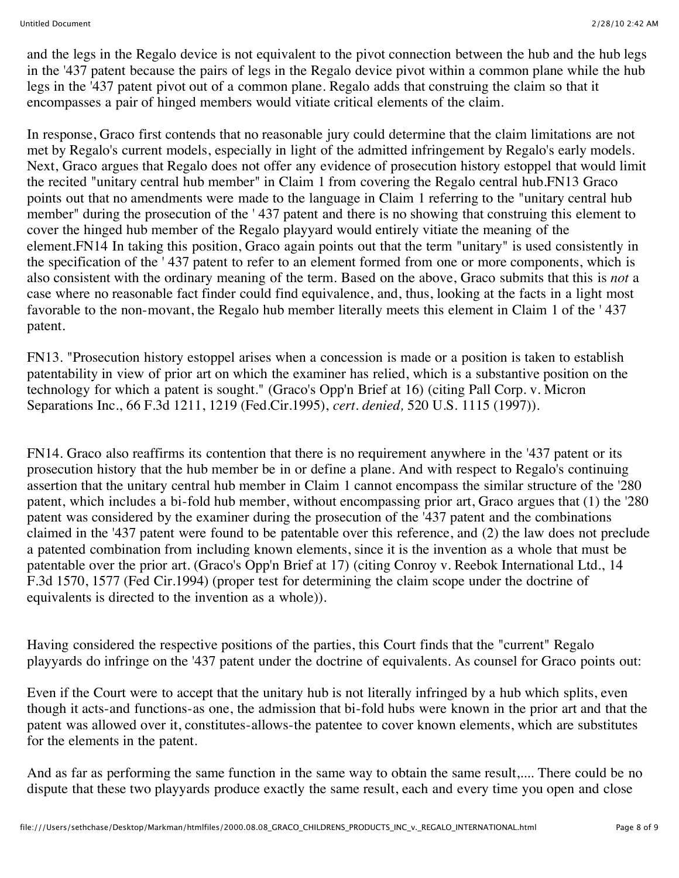and the legs in the Regalo device is not equivalent to the pivot connection between the hub and the hub legs in the '437 patent because the pairs of legs in the Regalo device pivot within a common plane while the hub legs in the '437 patent pivot out of a common plane. Regalo adds that construing the claim so that it encompasses a pair of hinged members would vitiate critical elements of the claim.

In response, Graco first contends that no reasonable jury could determine that the claim limitations are not met by Regalo's current models, especially in light of the admitted infringement by Regalo's early models. Next, Graco argues that Regalo does not offer any evidence of prosecution history estoppel that would limit the recited "unitary central hub member" in Claim 1 from covering the Regalo central hub.FN13 Graco points out that no amendments were made to the language in Claim 1 referring to the "unitary central hub member" during the prosecution of the ' 437 patent and there is no showing that construing this element to cover the hinged hub member of the Regalo playyard would entirely vitiate the meaning of the element.FN14 In taking this position, Graco again points out that the term "unitary" is used consistently in the specification of the ' 437 patent to refer to an element formed from one or more components, which is also consistent with the ordinary meaning of the term. Based on the above, Graco submits that this is *not* a case where no reasonable fact finder could find equivalence, and, thus, looking at the facts in a light most favorable to the non-movant, the Regalo hub member literally meets this element in Claim 1 of the ' 437 patent.

FN13. "Prosecution history estoppel arises when a concession is made or a position is taken to establish patentability in view of prior art on which the examiner has relied, which is a substantive position on the technology for which a patent is sought." (Graco's Opp'n Brief at 16) (citing Pall Corp. v. Micron Separations Inc., 66 F.3d 1211, 1219 (Fed.Cir.1995), *cert. denied,* 520 U.S. 1115 (1997)).

FN14. Graco also reaffirms its contention that there is no requirement anywhere in the '437 patent or its prosecution history that the hub member be in or define a plane. And with respect to Regalo's continuing assertion that the unitary central hub member in Claim 1 cannot encompass the similar structure of the '280 patent, which includes a bi-fold hub member, without encompassing prior art, Graco argues that (1) the '280 patent was considered by the examiner during the prosecution of the '437 patent and the combinations claimed in the '437 patent were found to be patentable over this reference, and (2) the law does not preclude a patented combination from including known elements, since it is the invention as a whole that must be patentable over the prior art. (Graco's Opp'n Brief at 17) (citing Conroy v. Reebok International Ltd., 14 F.3d 1570, 1577 (Fed Cir.1994) (proper test for determining the claim scope under the doctrine of equivalents is directed to the invention as a whole)).

Having considered the respective positions of the parties, this Court finds that the "current" Regalo playyards do infringe on the '437 patent under the doctrine of equivalents. As counsel for Graco points out:

Even if the Court were to accept that the unitary hub is not literally infringed by a hub which splits, even though it acts-and functions-as one, the admission that bi-fold hubs were known in the prior art and that the patent was allowed over it, constitutes-allows-the patentee to cover known elements, which are substitutes for the elements in the patent.

And as far as performing the same function in the same way to obtain the same result,.... There could be no dispute that these two playyards produce exactly the same result, each and every time you open and close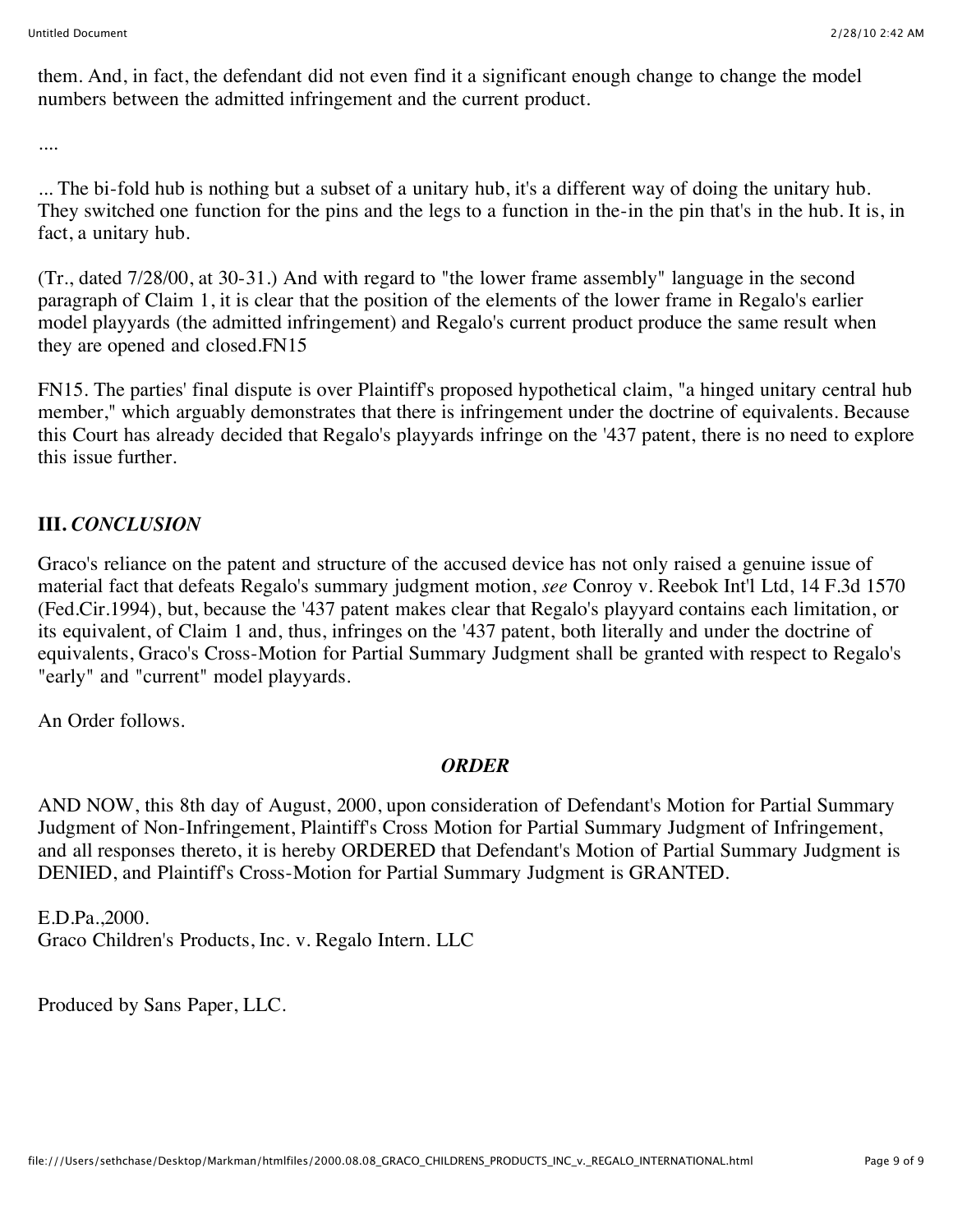them. And, in fact, the defendant did not even find it a significant enough change to change the model numbers between the admitted infringement and the current product.

....

... The bi-fold hub is nothing but a subset of a unitary hub, it's a different way of doing the unitary hub. They switched one function for the pins and the legs to a function in the-in the pin that's in the hub. It is, in fact, a unitary hub.

(Tr., dated 7/28/00, at 30-31.) And with regard to "the lower frame assembly" language in the second paragraph of Claim 1, it is clear that the position of the elements of the lower frame in Regalo's earlier model playyards (the admitted infringement) and Regalo's current product produce the same result when they are opened and closed.FN15

FN15. The parties' final dispute is over Plaintiff's proposed hypothetical claim, "a hinged unitary central hub member," which arguably demonstrates that there is infringement under the doctrine of equivalents. Because this Court has already decided that Regalo's playyards infringe on the '437 patent, there is no need to explore this issue further.

## III. *CONCLUSION*

Graco's reliance on the patent and structure of the accused device has not only raised a genuine issue of material fact that defeats Regalo's summary judgment motion, *see* Conroy v. Reebok Int'l Ltd, 14 F.3d 1570 (Fed.Cir.1994), but, because the '437 patent makes clear that Regalo's playyard contains each limitation, or its equivalent, of Claim 1 and, thus, infringes on the '437 patent, both literally and under the doctrine of equivalents, Graco's Cross-Motion for Partial Summary Judgment shall be granted with respect to Regalo's "early" and "current" model playyards.

An Order follows.

### *ORDER*

AND NOW, this 8th day of August, 2000, upon consideration of Defendant's Motion for Partial Summary Judgment of Non-Infringement, Plaintiff's Cross Motion for Partial Summary Judgment of Infringement, and all responses thereto, it is hereby ORDERED that Defendant's Motion of Partial Summary Judgment is DENIED, and Plaintiff's Cross-Motion for Partial Summary Judgment is GRANTED.

E.D.Pa.,2000.
Graco Children's Products, Inc. v. Regalo Intern. LLC

Produced by Sans Paper, LLC.